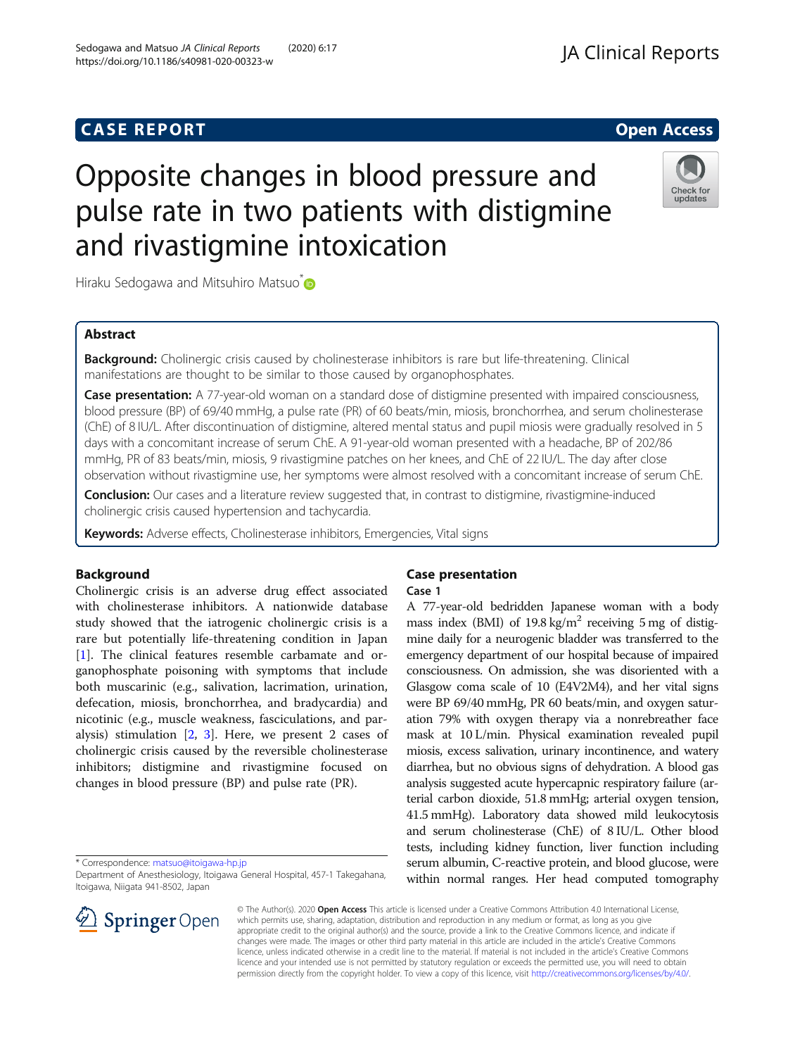# CASE REPORT

**Open Access**

# Opposite changes in blood pressure and pulse rate in two patients with distigmine and rivastigmine intoxication

Hiraku Sedogawa and Mitsuhiro Matsuo*

## Abstract

**Background:** Cholinergic crisis caused by cholinesterase inhibitors is rare but life-threatening. Clinical manifestations are thought to be similar to those caused by organophosphates.

**Case presentation:** A 77-year-old woman on a standard dose of distigmine presented with impaired consciousness, blood pressure (BP) of 69/40 mmHg, a pulse rate (PR) of 60 beats/min, miosis, bronchorrhea, and serum cholinesterase (ChE) of 8 IU/L. After discontinuation of distigmine, altered mental status and pupil miosis were gradually resolved in 5 days with a concomitant increase of serum ChE. A 91-year-old woman presented with a headache, BP of 202/86 mmHg, PR of 83 beats/min, miosis, 9 rivastigmine patches on her knees, and ChE of 22 IU/L. The day after close observation without rivastigmine use, her symptoms were almost resolved with a concomitant increase of serum ChE.

**Conclusion:** Our cases and a literature review suggested that, in contrast to distigmine, rivastigmine-induced cholinergic crisis caused hypertension and tachycardia.

**Keywords:** Adverse effects, Cholinesterase inhibitors, Emergencies, Vital signs

## Background

Cholinergic crisis is an adverse drug effect associated with cholinesterase inhibitors. A nationwide database study showed that the iatrogenic cholinergic crisis is a rare but potentially life-threatening condition in Japan [1]. The clinical features resemble carbamate and organophosphate poisoning with symptoms that include both muscarinic (e.g., salivation, lacrimation, urination, defecation, miosis, bronchorrhea, and bradycardia) and nicotinic (e.g., muscle weakness, fasciculations, and paralysis) stimulation [2, 3]. Here, we present 2 cases of cholinergic crisis caused by the reversible cholinesterase inhibitors; distigmine and rivastigmine focused on changes in blood pressure (BP) and pulse rate (PR).

## Case presentation

### Case 1

A 77-year-old bedridden Japanese woman with a body mass index (BMI) of 19.8 kg/m$^2$ receiving 5 mg of distigmine daily for a neurogenic bladder was transferred to the emergency department of our hospital because of impaired consciousness. On admission, she was disoriented with a Glasgow coma scale of 10 (E4V2M4), and her vital signs were BP 69/40 mmHg, PR 60 beats/min, and oxygen saturation 79% with oxygen therapy via a nonrebreather face mask at 10 L/min. Physical examination revealed pupil miosis, excess salivation, urinary incontinence, and watery diarrhea, but no obvious signs of dehydration. A blood gas analysis suggested acute hypercapnic respiratory failure (arterial carbon dioxide, 51.8 mmHg; arterial oxygen tension, 41.5 mmHg). Laboratory data showed mild leukocytosis and serum cholinesterase (ChE) of 8 IU/L. Other blood tests, including kidney function, liver function including serum albumin, C-reactive protein, and blood glucose, were within normal ranges. Her head computed tomography

---

* Correspondence: matsuo@itoigawa-hp.jp

Department of Anesthesiology, Itoigawa General Hospital, 457-1 Takegahana, Itoigawa, Niigata 941-8502, Japan

© The Author(s). 2020 **Open Access** This article is licensed under a Creative Commons Attribution 4.0 International License, which permits use, sharing, adaptation, distribution and reproduction in any medium or format, as long as you give appropriate credit to the original author(s) and the source, provide a link to the Creative Commons licence, and indicate if changes were made. The images or other third party material in this article are included in the article's Creative Commons licence, unless indicated otherwise in a credit line to the material. If material is not included in the article's Creative Commons licence and your intended use is not permitted by statutory regulation or exceeds the permitted use, you will need to obtain permission directly from the copyright holder. To view a copy of this licence, visit http://creativecommons.org/licenses/by/4.0/.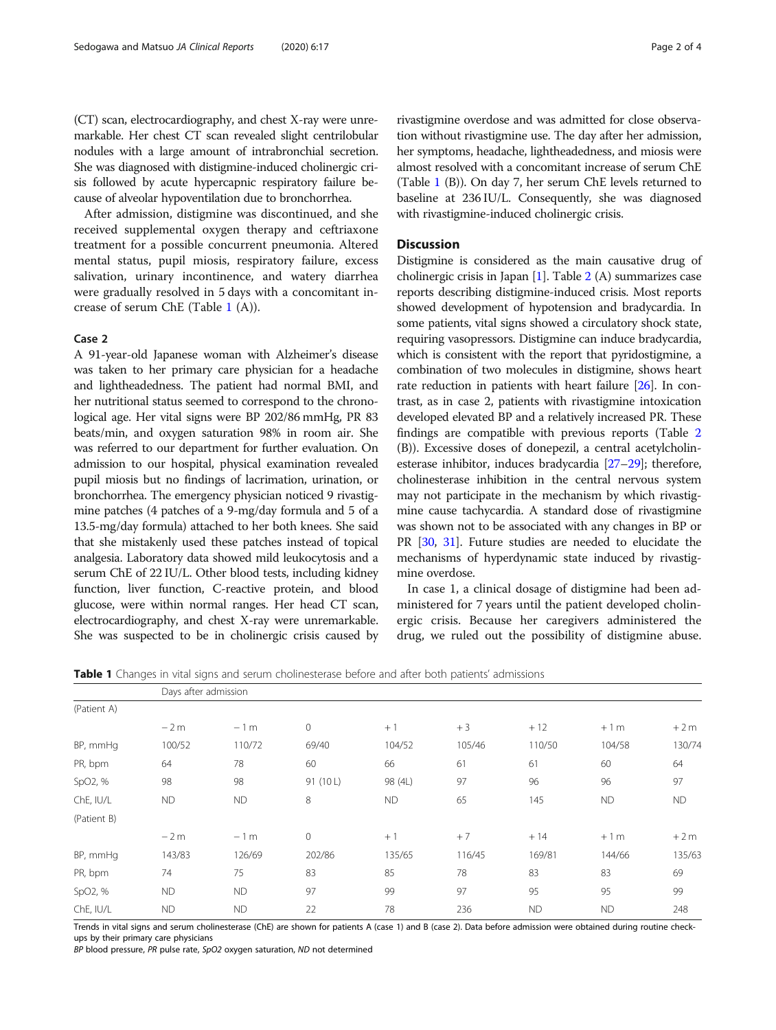(CT) scan, electrocardiography, and chest X-ray were unremarkable. Her chest CT scan revealed slight centrilobular nodules with a large amount of intrabronchial secretion. She was diagnosed with distigmine-induced cholinergic crisis followed by acute hypercapnic respiratory failure because of alveolar hypoventilation due to bronchorrhea.

After admission, distigmine was discontinued, and she received supplemental oxygen therapy and ceftriaxone treatment for a possible concurrent pneumonia. Altered mental status, pupil miosis, respiratory failure, excess salivation, urinary incontinence, and watery diarrhea were gradually resolved in 5 days with a concomitant increase of serum ChE (Table 1 (A)).

### Case 2

A 91-year-old Japanese woman with Alzheimer's disease was taken to her primary care physician for a headache and lightheadedness. The patient had normal BMI, and her nutritional status seemed to correspond to the chronological age. Her vital signs were BP 202/86 mmHg, PR 83 beats/min, and oxygen saturation 98% in room air. She was referred to our department for further evaluation. On admission to our hospital, physical examination revealed pupil miosis but no findings of lacrimation, urination, or bronchorrhea. The emergency physician noticed 9 rivastigmine patches (4 patches of a 9-mg/day formula and 5 of a 13.5-mg/day formula) attached to her both knees. She said that she mistakenly used these patches instead of topical analgesia. Laboratory data showed mild leukocytosis and a serum ChE of 22 IU/L. Other blood tests, including kidney function, liver function, C-reactive protein, and blood glucose, were within normal ranges. Her head CT scan, electrocardiography, and chest X-ray were unremarkable. She was suspected to be in cholinergic crisis caused by rivastigmine overdose and was admitted for close observation without rivastigmine use. The day after her admission, her symptoms, headache, lightheadedness, and miosis were almost resolved with a concomitant increase of serum ChE (Table 1 (B)). On day 7, her serum ChE levels returned to baseline at 236 IU/L. Consequently, she was diagnosed with rivastigmine-induced cholinergic crisis.

## Discussion

Distigmine is considered as the main causative drug of cholinergic crisis in Japan [1]. Table 2 (A) summarizes case reports describing distigmine-induced crisis. Most reports showed development of hypotension and bradycardia. In some patients, vital signs showed a circulatory shock state, requiring vasopressors. Distigmine can induce bradycardia, which is consistent with the report that pyridostigmine, a combination of two molecules in distigmine, shows heart rate reduction in patients with heart failure [26]. In contrast, as in case 2, patients with rivastigmine intoxication developed elevated BP and a relatively increased PR. These findings are compatible with previous reports (Table 2 (B)). Excessive doses of donepezil, a central acetylcholinesterase inhibitor, induces bradycardia [27–29]; therefore, cholinesterase inhibition in the central nervous system may not participate in the mechanism by which rivastigmine cause tachycardia. A standard dose of rivastigmine was shown not to be associated with any changes in BP or PR [30, 31]. Future studies are needed to elucidate the mechanisms of hyperdynamic state induced by rivastigmine overdose.

In case 1, a clinical dosage of distigmine had been administered for 7 years until the patient developed cholinergic crisis. Because her caregivers administered the drug, we ruled out the possibility of distigmine abuse.

**Table 1** Changes in vital signs and serum cholinesterase before and after both patients' admissions

| | Days after admission | | | | | | | |
|---|---|---|---|---|---|---|---|---|
| (Patient A) | | | | | | | | |
| | − 2 m | − 1 m | 0 | + 1 | + 3 | + 12 | + 1 m | + 2 m |
| BP, mmHg | 100/52 | 110/72 | 69/40 | 104/52 | 105/46 | 110/50 | 104/58 | 130/74 |
| PR, bpm | 64 | 78 | 60 | 66 | 61 | 61 | 60 | 64 |
| SpO2, % | 98 | 98 | 91 (10 L) | 98 (4L) | 97 | 96 | 96 | 97 |
| ChE, IU/L | ND | ND | 8 | ND | 65 | 145 | ND | ND |
| (Patient B) | | | | | | | | |
| | − 2 m | − 1 m | 0 | + 1 | + 7 | + 14 | + 1 m | + 2 m |
| BP, mmHg | 143/83 | 126/69 | 202/86 | 135/65 | 116/45 | 169/81 | 144/66 | 135/63 |
| PR, bpm | 74 | 75 | 83 | 85 | 78 | 83 | 83 | 69 |
| SpO2, % | ND | ND | 97 | 99 | 97 | 95 | 95 | 99 |
| ChE, IU/L | ND | ND | 22 | 78 | 236 | ND | ND | 248 |

Trends in vital signs and serum cholinesterase (ChE) are shown for patients A (case 1) and B (case 2). Data before admission were obtained during routine check-ups by their primary care physicians

*BP* blood pressure, *PR* pulse rate, *SpO2* oxygen saturation, *ND* not determined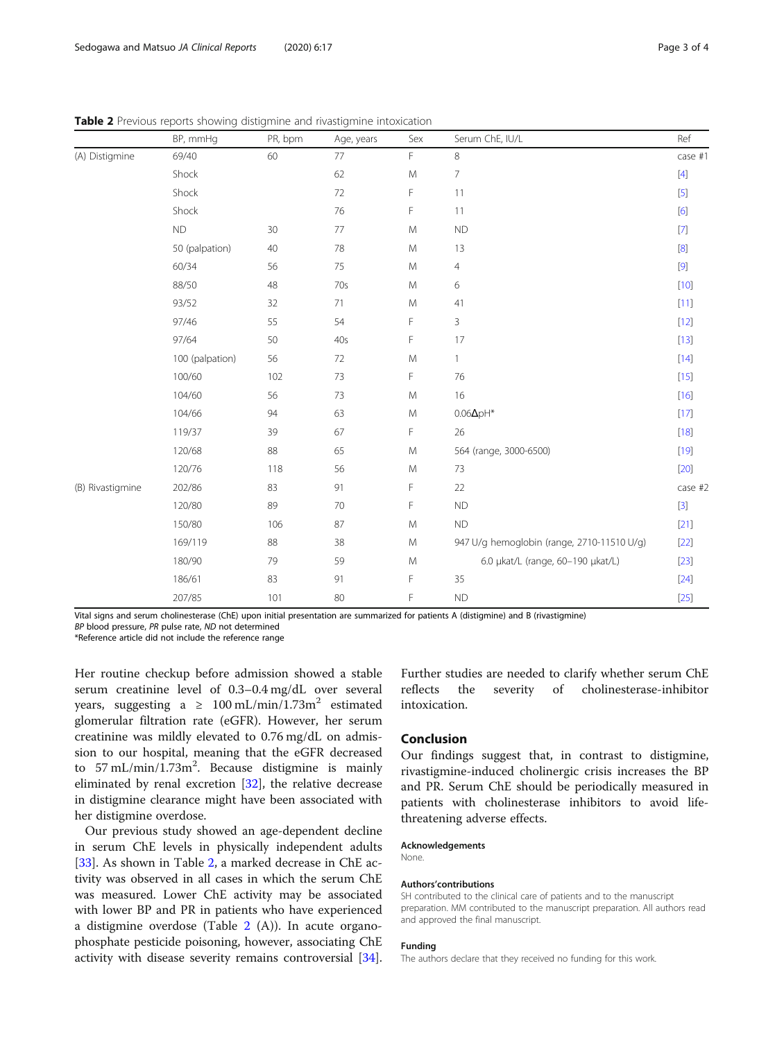**Table 2** Previous reports showing distigmine and rivastigmine intoxication

| | BP, mmHg | PR, bpm | Age, years | Sex | Serum ChE, IU/L | Ref |
|---|---|---|---|---|---|---|
| (A) Distigmine | 69/40 | 60 | 77 | F | 8 | case #1 |
| | Shock | | 62 | M | 7 | [4] |
| | Shock | | 72 | F | 11 | [5] |
| | Shock | | 76 | F | 11 | [6] |
| | ND | 30 | 77 | M | ND | [7] |
| | 50 (palpation) | 40 | 78 | M | 13 | [8] |
| | 60/34 | 56 | 75 | M | 4 | [9] |
| | 88/50 | 48 | 70s | M | 6 | [10] |
| | 93/52 | 32 | 71 | M | 41 | [11] |
| | 97/46 | 55 | 54 | F | 3 | [12] |
| | 97/64 | 50 | 40s | F | 17 | [13] |
| | 100 (palpation) | 56 | 72 | M | 1 | [14] |
| | 100/60 | 102 | 73 | F | 76 | [15] |
| | 104/60 | 56 | 73 | M | 16 | [16] |
| | 104/66 | 94 | 63 | M | 0.06ΔpH* | [17] |
| | 119/37 | 39 | 67 | F | 26 | [18] |
| | 120/68 | 88 | 65 | M | 564 (range, 3000-6500) | [19] |
| | 120/76 | 118 | 56 | M | 73 | [20] |
| (B) Rivastigmine | 202/86 | 83 | 91 | F | 22 | case #2 |
| | 120/80 | 89 | 70 | F | ND | [3] |
| | 150/80 | 106 | 87 | M | ND | [21] |
| | 169/119 | 88 | 38 | M | 947 U/g hemoglobin (range, 2710-11510 U/g) | [22] |
| | 180/90 | 79 | 59 | M | 6.0 μkat/L (range, 60–190 μkat/L) | [23] |
| | 186/61 | 83 | 91 | F | 35 | [24] |
| | 207/85 | 101 | 80 | F | ND | [25] |

Vital signs and serum cholinesterase (ChE) upon initial presentation are summarized for patients A (distigmine) and B (rivastigmine)
*BP* blood pressure, *PR* pulse rate, *ND* not determined
*Reference article did not include the reference range

Her routine checkup before admission showed a stable serum creatinine level of 0.3–0.4 mg/dL over several years, suggesting a ≥ 100 mL/min/1.73m$^2$ estimated glomerular filtration rate (eGFR). However, her serum creatinine was mildly elevated to 0.76 mg/dL on admission to our hospital, meaning that the eGFR decreased to 57 mL/min/1.73m$^2$. Because distigmine is mainly eliminated by renal excretion [32], the relative decrease in distigmine clearance might have been associated with her distigmine overdose.

Our previous study showed an age-dependent decline in serum ChE levels in physically independent adults [33]. As shown in Table 2, a marked decrease in ChE activity was observed in all cases in which the serum ChE was measured. Lower ChE activity may be associated with lower BP and PR in patients who have experienced a distigmine overdose (Table 2 (A)). In acute organophosphate pesticide poisoning, however, associating ChE activity with disease severity remains controversial [34]. Further studies are needed to clarify whether serum ChE reflects the severity of cholinesterase-inhibitor intoxication.

## Conclusion

Our findings suggest that, in contrast to distigmine, rivastigmine-induced cholinergic crisis increases the BP and PR. Serum ChE should be periodically measured in patients with cholinesterase inhibitors to avoid life-threatening adverse effects.

#### Acknowledgements

None.

#### Authors'contributions

SH contributed to the clinical care of patients and to the manuscript preparation. MM contributed to the manuscript preparation. All authors read and approved the final manuscript.

#### Funding

The authors declare that they received no funding for this work.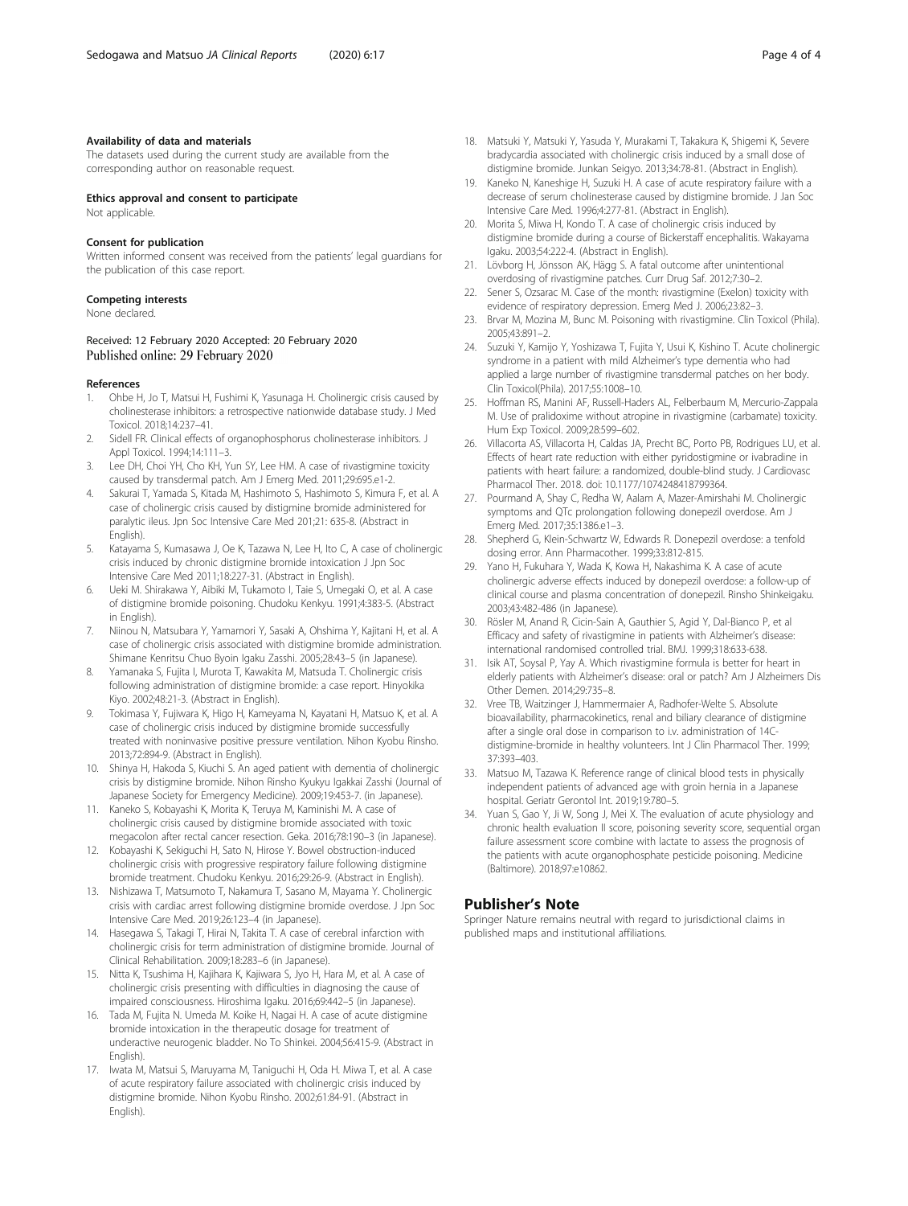#### Availability of data and materials

The datasets used during the current study are available from the corresponding author on reasonable request.

#### Ethics approval and consent to participate

Not applicable.

#### Consent for publication

Written informed consent was received from the patients' legal guardians for the publication of this case report.

#### Competing interests

None declared.

Received: 12 February 2020 Accepted: 20 February 2020
Published online: 29 February 2020

#### References

1. Ohbe H, Jo T, Matsui H, Fushimi K, Yasunaga H. Cholinergic crisis caused by cholinesterase inhibitors: a retrospective nationwide database study. J Med Toxicol. 2018;14:237–41.
2. Sidell FR. Clinical effects of organophosphorus cholinesterase inhibitors. J Appl Toxicol. 1994;14:111–3.
3. Lee DH, Choi YH, Cho KH, Yun SY, Lee HM. A case of rivastigmine toxicity caused by transdermal patch. Am J Emerg Med. 2011;29:695.e1-2.
4. Sakurai T, Yamada S, Kitada M, Hashimoto S, Hashimoto S, Kimura F, et al. A case of cholinergic crisis caused by distigmine bromide administered for paralytic ileus. Jpn Soc Intensive Care Med 201;21: 635-8. (Abstract in English).
5. Katayama S, Kumasawa J, Oe K, Tazawa N, Lee H, Ito C, A case of cholinergic crisis induced by chronic distigmine bromide intoxication J Jpn Soc Intensive Care Med 2011;18:227-31. (Abstract in English).
6. Ueki M. Shirakawa Y, Aibiki M, Tukamoto I, Taie S, Umegaki O, et al. A case of distigmine bromide poisoning. Chudoku Kenkyu. 1991;4:383-5. (Abstract in English).
7. Niinou N, Matsubara Y, Yamamori Y, Sasaki A, Ohshima Y, Kajitani H, et al. A case of cholinergic crisis associated with distigmine bromide administration. Shimane Kenritsu Chuo Byoin Igaku Zasshi. 2005;28:43–5 (in Japanese).
8. Yamanaka S, Fujita I, Murota T, Kawakita M, Matsuda T. Cholinergic crisis following administration of distigmine bromide: a case report. Hinyokika Kiyo. 2002;48:21-3. (Abstract in English).
9. Tokimasa Y, Fujiwara K, Higo H, Kameyama N, Kayatani H, Matsuo K, et al. A case of cholinergic crisis induced by distigmine bromide successfully treated with noninvasive positive pressure ventilation. Nihon Kyobu Rinsho. 2013;72:894-9. (Abstract in English).
10. Shinya H, Hakoda S, Kiuchi S. An aged patient with dementia of cholinergic crisis by distigmine bromide. Nihon Rinsho Kyukyu Igakkai Zasshi (Journal of Japanese Society for Emergency Medicine). 2009;19:453-7. (in Japanese).
11. Kaneko S, Kobayashi K, Morita K, Teruya M, Kaminishi M. A case of cholinergic crisis caused by distigmine bromide associated with toxic megacolon after rectal cancer resection. Geka. 2016;78:190–3 (in Japanese).
12. Kobayashi K, Sekiguchi H, Sato N, Hirose Y. Bowel obstruction-induced cholinergic crisis with progressive respiratory failure following distigmine bromide treatment. Chudoku Kenkyu. 2016;29:26-9. (Abstract in English).
13. Nishizawa T, Matsumoto T, Nakamura T, Sasano M, Mayama Y. Cholinergic crisis with cardiac arrest following distigmine bromide overdose. J Jpn Soc Intensive Care Med. 2019;26:123–4 (in Japanese).
14. Hasegawa S, Takagi T, Hirai N, Takita T. A case of cerebral infarction with cholinergic crisis for term administration of distigmine bromide. Journal of Clinical Rehabilitation. 2009;18:283–6 (in Japanese).
15. Nitta K, Tsushima H, Kajihara K, Kajiwara S, Jyo H, Hara M, et al. A case of cholinergic crisis presenting with difficulties in diagnosing the cause of impaired consciousness. Hiroshima Igaku. 2016;69:442–5 (in Japanese).
16. Tada M, Fujita N. Umeda M. Koike H, Nagai H. A case of acute distigmine bromide intoxication in the therapeutic dosage for treatment of underactive neurogenic bladder. No To Shinkei. 2004;56:415-9. (Abstract in English).
17. Iwata M, Matsui S, Maruyama M, Taniguchi H, Oda H. Miwa T, et al. A case of acute respiratory failure associated with cholinergic crisis induced by distigmine bromide. Nihon Kyobu Rinsho. 2002;61:84-91. (Abstract in English).
18. Matsuki Y, Matsuki Y, Yasuda Y, Murakami T, Takakura K, Shigemi K, Severe bradycardia associated with cholinergic crisis induced by a small dose of distigmine bromide. Junkan Seigyo. 2013;34:78-81. (Abstract in English).
19. Kaneko N, Kaneshige H, Suzuki H. A case of acute respiratory failure with a decrease of serum cholinesterase caused by distigmine bromide. J Jan Soc Intensive Care Med. 1996;4:277-81. (Abstract in English).
20. Morita S, Miwa H, Kondo T. A case of cholinergic crisis induced by distigmine bromide during a course of Bickerstaff encephalitis. Wakayama Igaku. 2003;54:222-4. (Abstract in English).
21. Lövborg H, Jönsson AK, Hägg S. A fatal outcome after unintentional overdosing of rivastigmine patches. Curr Drug Saf. 2012;7:30–2.
22. Sener S, Ozsarac M. Case of the month: rivastigmine (Exelon) toxicity with evidence of respiratory depression. Emerg Med J. 2006;23:82–3.
23. Brvar M, Mozina M, Bunc M. Poisoning with rivastigmine. Clin Toxicol (Phila). 2005;43:891–2.
24. Suzuki Y, Kamijo Y, Yoshizawa T, Fujita Y, Usui K, Kishino T. Acute cholinergic syndrome in a patient with mild Alzheimer's type dementia who had applied a large number of rivastigmine transdermal patches on her body. Clin Toxicol(Phila). 2017;55:1008–10.
25. Hoffman RS, Manini AF, Russell-Haders AL, Felberbaum M, Mercurio-Zappala M. Use of pralidoxime without atropine in rivastigmine (carbamate) toxicity. Hum Exp Toxicol. 2009;28:599–602.
26. Villacorta AS, Villacorta H, Caldas JA, Precht BC, Porto PB, Rodrigues LU, et al. Effects of heart rate reduction with either pyridostigmine or ivabradine in patients with heart failure: a randomized, double-blind study. J Cardiovasc Pharmacol Ther. 2018. doi: 10.1177/1074248418799364.
27. Pourmand A, Shay C, Redha W, Aalam A, Mazer-Amirshahi M. Cholinergic symptoms and QTc prolongation following donepezil overdose. Am J Emerg Med. 2017;35:1386.e1–3.
28. Shepherd G, Klein-Schwartz W, Edwards R. Donepezil overdose: a tenfold dosing error. Ann Pharmacother. 1999;33:812-815.
29. Yano H, Fukuhara Y, Wada K, Kowa H, Nakashima K. A case of acute cholinergic adverse effects induced by donepezil overdose: a follow-up of clinical course and plasma concentration of donepezil. Rinsho Shinkeigaku. 2003;43:482-486 (in Japanese).
30. Rösler M, Anand R, Cicin-Sain A, Gauthier S, Agid Y, Dal-Bianco P, et al Efficacy and safety of rivastigmine in patients with Alzheimer's disease: international randomised controlled trial. BMJ. 1999;318:633-638.
31. Isik AT, Soysal P, Yay A. Which rivastigmine formula is better for heart in elderly patients with Alzheimer's disease: oral or patch? Am J Alzheimers Dis Other Demen. 2014;29:735–8.
32. Vree TB, Waitzinger J, Hammermaier A, Radhofer-Welte S. Absolute bioavailability, pharmacokinetics, renal and biliary clearance of distigmine after a single oral dose in comparison to i.v. administration of 14C-distigmine-bromide in healthy volunteers. Int J Clin Pharmacol Ther. 1999; 37:393–403.
33. Matsuo M, Tazawa K. Reference range of clinical blood tests in physically independent patients of advanced age with groin hernia in a Japanese hospital. Geriatr Gerontol Int. 2019;19:780–5.
34. Yuan S, Gao Y, Ji W, Song J, Mei X. The evaluation of acute physiology and chronic health evaluation II score, poisoning severity score, sequential organ failure assessment score combine with lactate to assess the prognosis of the patients with acute organophosphate pesticide poisoning. Medicine (Baltimore). 2018;97:e10862.

## Publisher's Note

Springer Nature remains neutral with regard to jurisdictional claims in published maps and institutional affiliations.